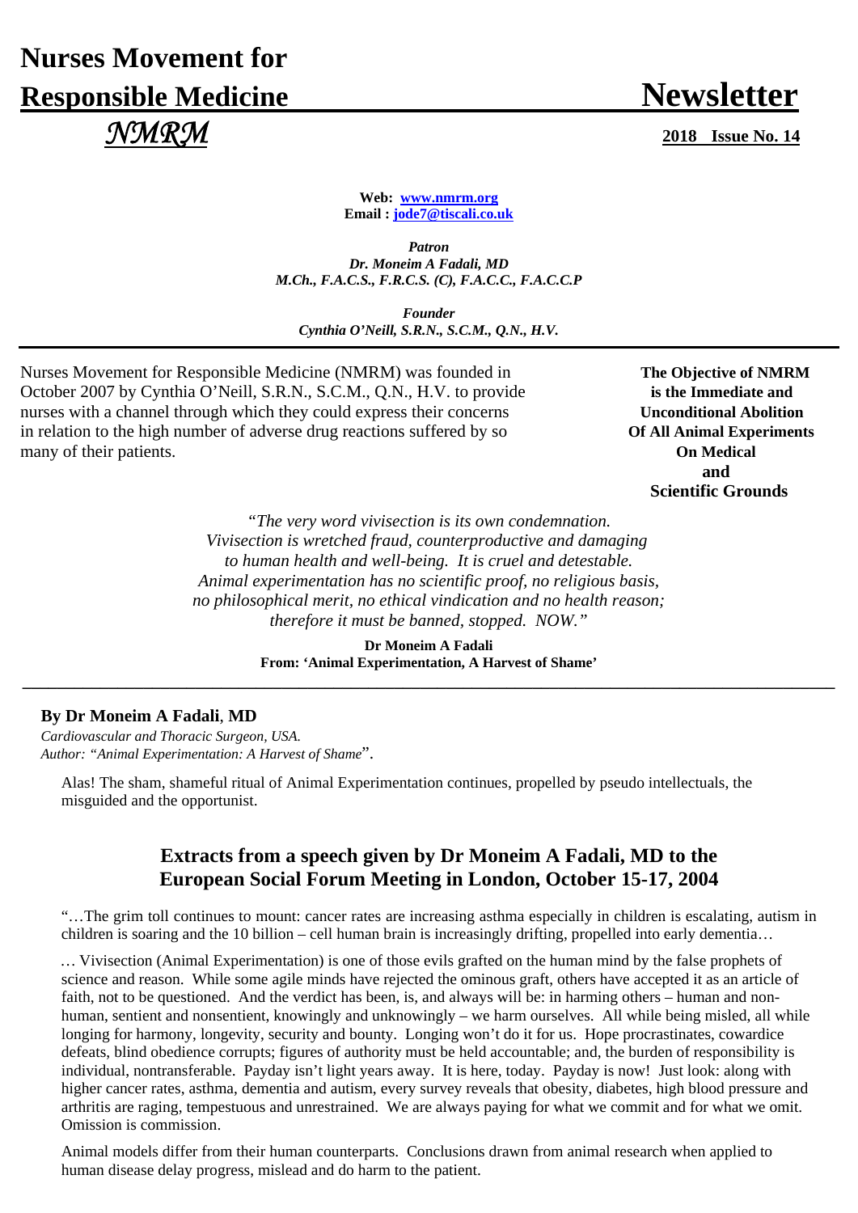# Nurses Movement for Responsible Medicine

# Newsletter

*NMRM*

**2018 Issue No. 14**

**Web: www.nmrm.org**
**Email : jode7@tiscali.co.uk**

***Patron***
***Dr. Moneim A Fadali, MD***
***M.Ch., F.A.C.S., F.R.C.S. (C), F.A.C.C., F.A.C.C.P***

***Founder***
***Cynthia O'Neill, S.R.N., S.C.M., Q.N., H.V.***

---

Nurses Movement for Responsible Medicine (NMRM) was founded in October 2007 by Cynthia O'Neill, S.R.N., S.C.M., Q.N., H.V. to provide nurses with a channel through which they could express their concerns in relation to the high number of adverse drug reactions suffered by so many of their patients.

**The Objective of NMRM is the Immediate and Unconditional Abolition Of All Animal Experiments On Medical and Scientific Grounds**

*"The very word vivisection is its own condemnation. Vivisection is wretched fraud, counterproductive and damaging to human health and well-being. It is cruel and detestable. Animal experimentation has no scientific proof, no religious basis, no philosophical merit, no ethical vindication and no health reason; therefore it must be banned, stopped. NOW."*

**Dr Moneim A Fadali**
**From: 'Animal Experimentation, A Harvest of Shame'**

---

**By Dr Moneim A Fadali, MD**
*Cardiovascular and Thoracic Surgeon, USA.*
*Author: "Animal Experimentation: A Harvest of Shame*".

Alas! The sham, shameful ritual of Animal Experimentation continues, propelled by pseudo intellectuals, the misguided and the opportunist.

## Extracts from a speech given by Dr Moneim A Fadali, MD to the European Social Forum Meeting in London, October 15-17, 2004

"…The grim toll continues to mount: cancer rates are increasing asthma especially in children is escalating, autism in children is soaring and the 10 billion – cell human brain is increasingly drifting, propelled into early dementia…

… Vivisection (Animal Experimentation) is one of those evils grafted on the human mind by the false prophets of science and reason. While some agile minds have rejected the ominous graft, others have accepted it as an article of faith, not to be questioned. And the verdict has been, is, and always will be: in harming others – human and non-human, sentient and nonsentient, knowingly and unknowingly – we harm ourselves. All while being misled, all while longing for harmony, longevity, security and bounty. Longing won't do it for us. Hope procrastinates, cowardice defeats, blind obedience corrupts; figures of authority must be held accountable; and, the burden of responsibility is individual, nontransferable. Payday isn't light years away. It is here, today. Payday is now! Just look: along with higher cancer rates, asthma, dementia and autism, every survey reveals that obesity, diabetes, high blood pressure and arthritis are raging, tempestuous and unrestrained. We are always paying for what we commit and for what we omit. Omission is commission.

Animal models differ from their human counterparts. Conclusions drawn from animal research when applied to human disease delay progress, mislead and do harm to the patient.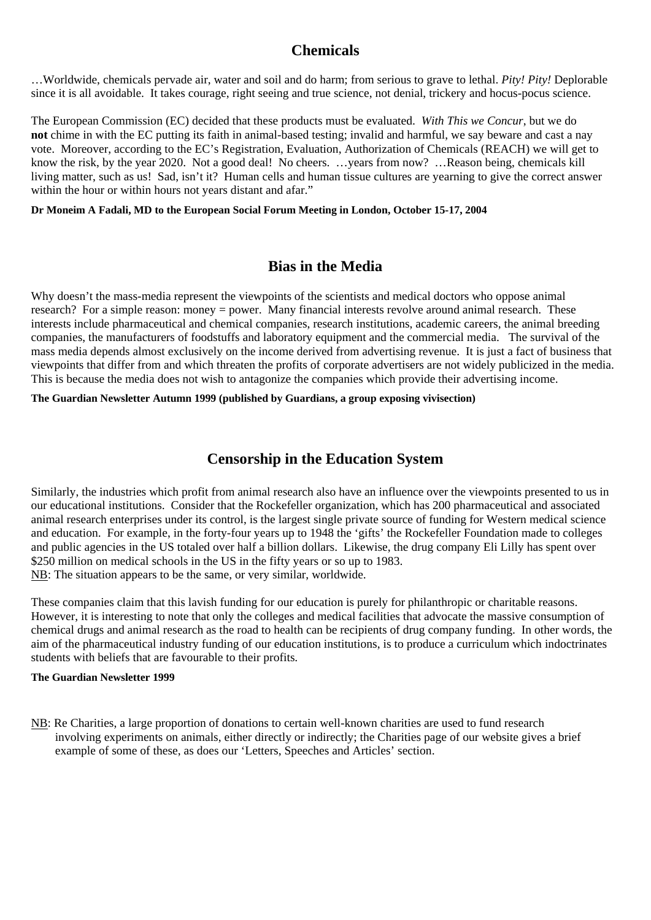## Chemicals

…Worldwide, chemicals pervade air, water and soil and do harm; from serious to grave to lethal. *Pity! Pity!* Deplorable since it is all avoidable. It takes courage, right seeing and true science, not denial, trickery and hocus-pocus science.

The European Commission (EC) decided that these products must be evaluated. *With This we Concur*, but we do **not** chime in with the EC putting its faith in animal-based testing; invalid and harmful, we say beware and cast a nay vote. Moreover, according to the EC's Registration, Evaluation, Authorization of Chemicals (REACH) we will get to know the risk, by the year 2020. Not a good deal! No cheers. …years from now? …Reason being, chemicals kill living matter, such as us! Sad, isn't it? Human cells and human tissue cultures are yearning to give the correct answer within the hour or within hours not years distant and afar."

**Dr Moneim A Fadali, MD to the European Social Forum Meeting in London, October 15-17, 2004**

## Bias in the Media

Why doesn't the mass-media represent the viewpoints of the scientists and medical doctors who oppose animal research? For a simple reason: money = power. Many financial interests revolve around animal research. These interests include pharmaceutical and chemical companies, research institutions, academic careers, the animal breeding companies, the manufacturers of foodstuffs and laboratory equipment and the commercial media. The survival of the mass media depends almost exclusively on the income derived from advertising revenue. It is just a fact of business that viewpoints that differ from and which threaten the profits of corporate advertisers are not widely publicized in the media. This is because the media does not wish to antagonize the companies which provide their advertising income.

**The Guardian Newsletter Autumn 1999 (published by Guardians, a group exposing vivisection)**

## Censorship in the Education System

Similarly, the industries which profit from animal research also have an influence over the viewpoints presented to us in our educational institutions. Consider that the Rockefeller organization, which has 200 pharmaceutical and associated animal research enterprises under its control, is the largest single private source of funding for Western medical science and education. For example, in the forty-four years up to 1948 the 'gifts' the Rockefeller Foundation made to colleges and public agencies in the US totaled over half a billion dollars. Likewise, the drug company Eli Lilly has spent over $250 million on medical schools in the US in the fifty years or so up to 1983.
NB: The situation appears to be the same, or very similar, worldwide.

These companies claim that this lavish funding for our education is purely for philanthropic or charitable reasons. However, it is interesting to note that only the colleges and medical facilities that advocate the massive consumption of chemical drugs and animal research as the road to health can be recipients of drug company funding. In other words, the aim of the pharmaceutical industry funding of our education institutions, is to produce a curriculum which indoctrinates students with beliefs that are favourable to their profits.

**The Guardian Newsletter 1999**

NB: Re Charities, a large proportion of donations to certain well-known charities are used to fund research involving experiments on animals, either directly or indirectly; the Charities page of our website gives a brief example of some of these, as does our 'Letters, Speeches and Articles' section.